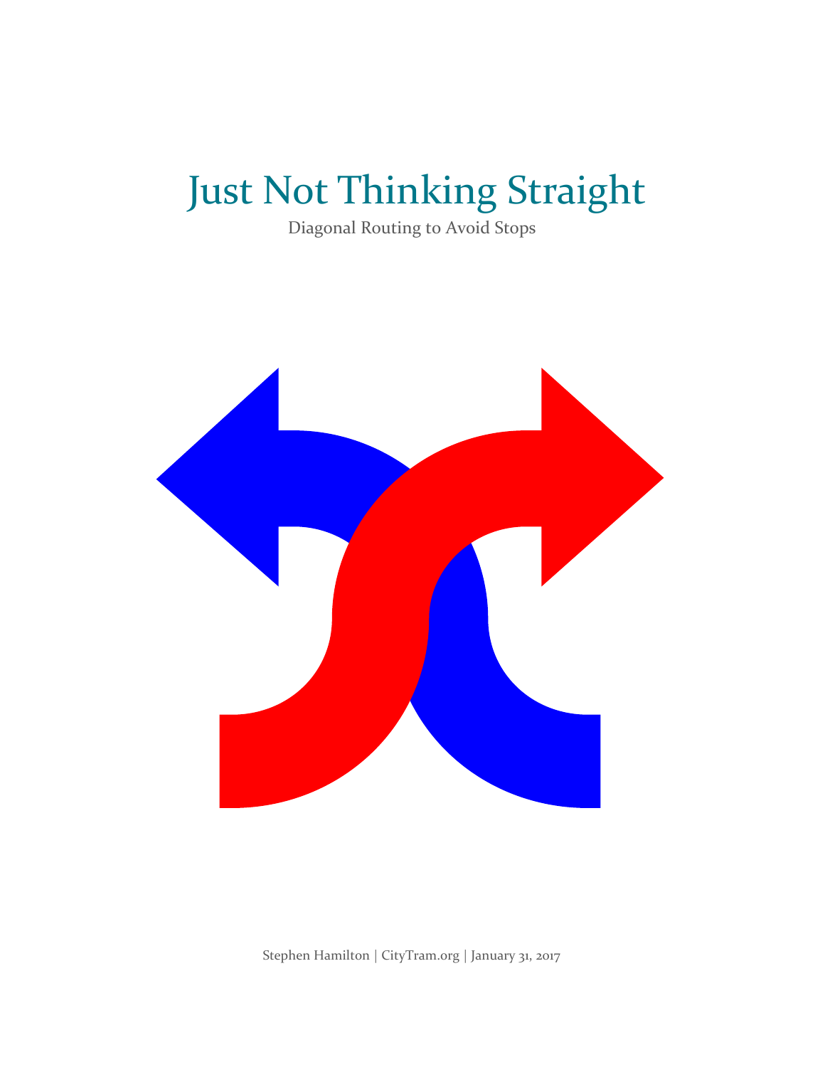# Just Not Thinking Straight

Diagonal Routing to Avoid Stops

Stephen Hamilton | CityTram.org | January 31, 2017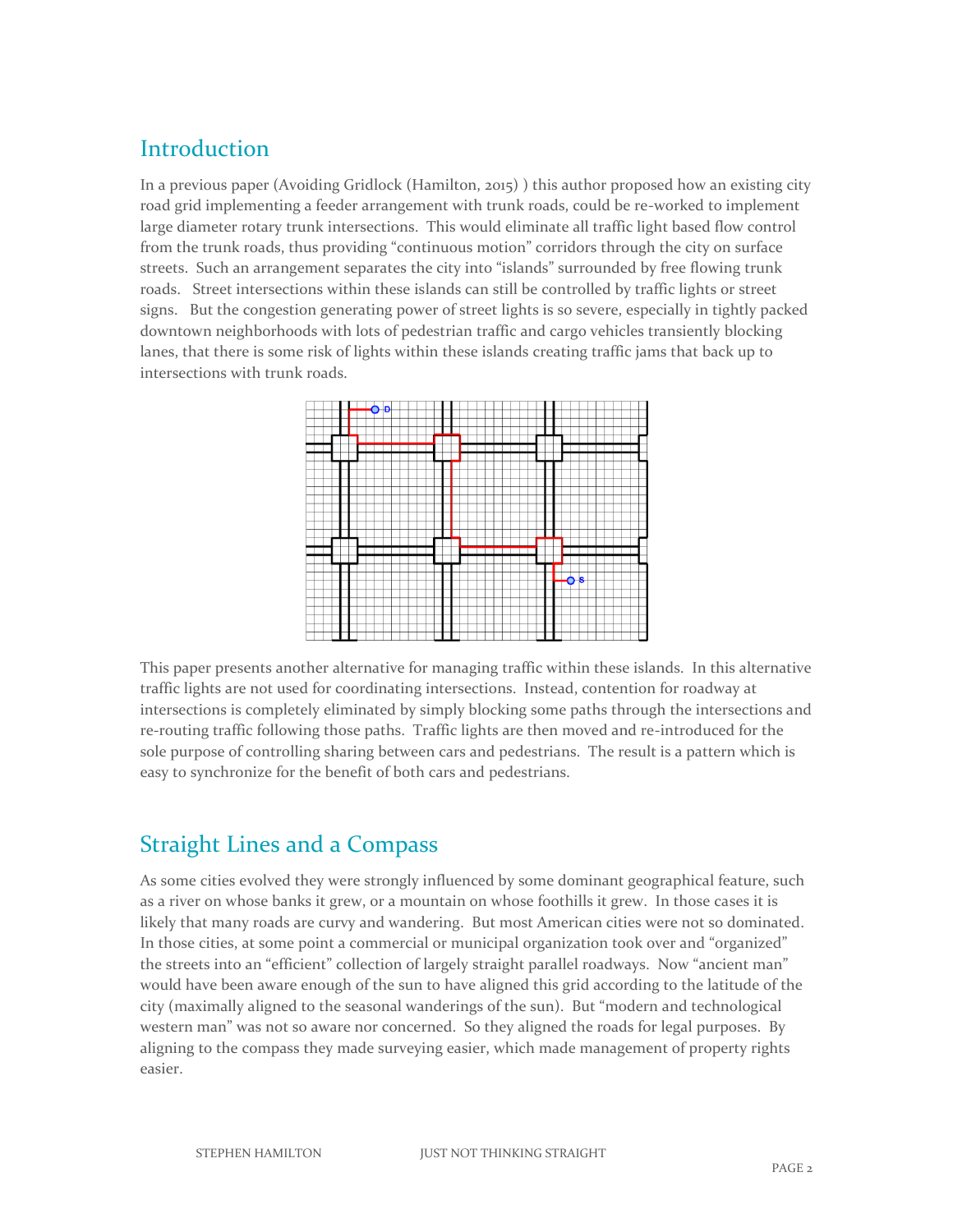## Introduction

In a previous paper (Avoiding Gridlock (Hamilton, 2015) ) this author proposed how an existing city road grid implementing a feeder arrangement with trunk roads, could be re-worked to implement large diameter rotary trunk intersections. This would eliminate all traffic light based flow control from the trunk roads, thus providing "continuous motion" corridors through the city on surface streets. Such an arrangement separates the city into "islands" surrounded by free flowing trunk roads. Street intersections within these islands can still be controlled by traffic lights or street signs. But the congestion generating power of street lights is so severe, especially in tightly packed downtown neighborhoods with lots of pedestrian traffic and cargo vehicles transiently blocking lanes, that there is some risk of lights within these islands creating traffic jams that back up to intersections with trunk roads.

This paper presents another alternative for managing traffic within these islands. In this alternative traffic lights are not used for coordinating intersections. Instead, contention for roadway at intersections is completely eliminated by simply blocking some paths through the intersections and re-routing traffic following those paths. Traffic lights are then moved and re-introduced for the sole purpose of controlling sharing between cars and pedestrians. The result is a pattern which is easy to synchronize for the benefit of both cars and pedestrians.

## Straight Lines and a Compass

As some cities evolved they were strongly influenced by some dominant geographical feature, such as a river on whose banks it grew, or a mountain on whose foothills it grew. In those cases it is likely that many roads are curvy and wandering. But most American cities were not so dominated. In those cities, at some point a commercial or municipal organization took over and "organized" the streets into an "efficient" collection of largely straight parallel roadways. Now "ancient man" would have been aware enough of the sun to have aligned this grid according to the latitude of the city (maximally aligned to the seasonal wanderings of the sun). But "modern and technological western man" was not so aware nor concerned. So they aligned the roads for legal purposes. By aligning to the compass they made surveying easier, which made management of property rights easier.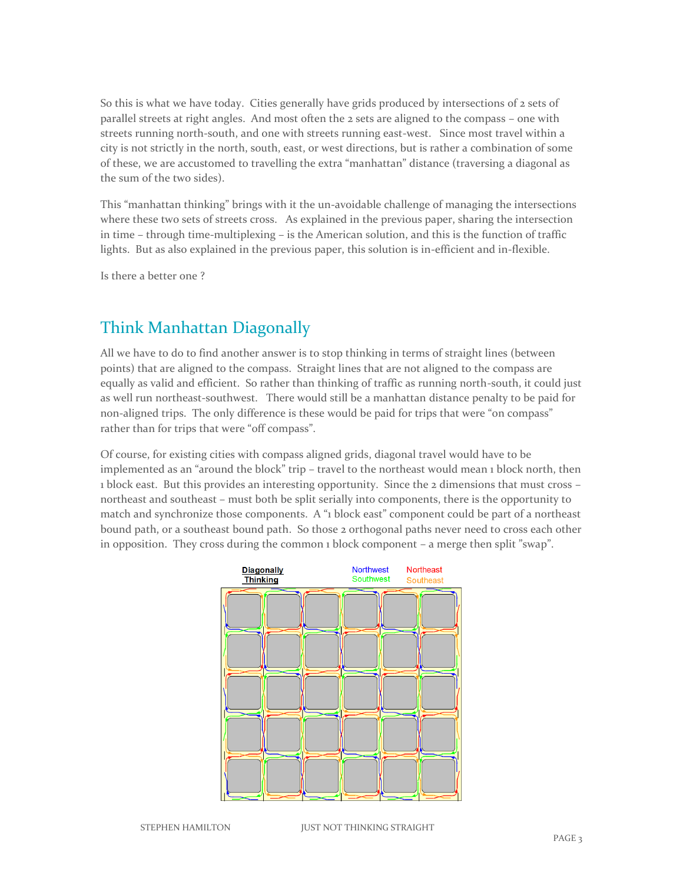So this is what we have today. Cities generally have grids produced by intersections of 2 sets of parallel streets at right angles. And most often the 2 sets are aligned to the compass – one with streets running north-south, and one with streets running east-west. Since most travel within a city is not strictly in the north, south, east, or west directions, but is rather a combination of some of these, we are accustomed to travelling the extra "manhattan" distance (traversing a diagonal as the sum of the two sides).

This "manhattan thinking" brings with it the un-avoidable challenge of managing the intersections where these two sets of streets cross. As explained in the previous paper, sharing the intersection in time – through time-multiplexing – is the American solution, and this is the function of traffic lights. But as also explained in the previous paper, this solution is in-efficient and in-flexible.

Is there a better one ?

## Think Manhattan Diagonally

All we have to do to find another answer is to stop thinking in terms of straight lines (between points) that are aligned to the compass. Straight lines that are not aligned to the compass are equally as valid and efficient. So rather than thinking of traffic as running north-south, it could just as well run northeast-southwest. There would still be a manhattan distance penalty to be paid for non-aligned trips. The only difference is these would be paid for trips that were "on compass" rather than for trips that were "off compass".

Of course, for existing cities with compass aligned grids, diagonal travel would have to be implemented as an "around the block" trip – travel to the northeast would mean 1 block north, then 1 block east. But this provides an interesting opportunity. Since the 2 dimensions that must cross – northeast and southeast – must both be split serially into components, there is the opportunity to match and synchronize those components. A "1 block east" component could be part of a northeast bound path, or a southeast bound path. So those 2 orthogonal paths never need to cross each other in opposition. They cross during the common 1 block component – a merge then split "swap".

**Diagonally Thinking**

Northwest
Southwest
Northeast
Southeast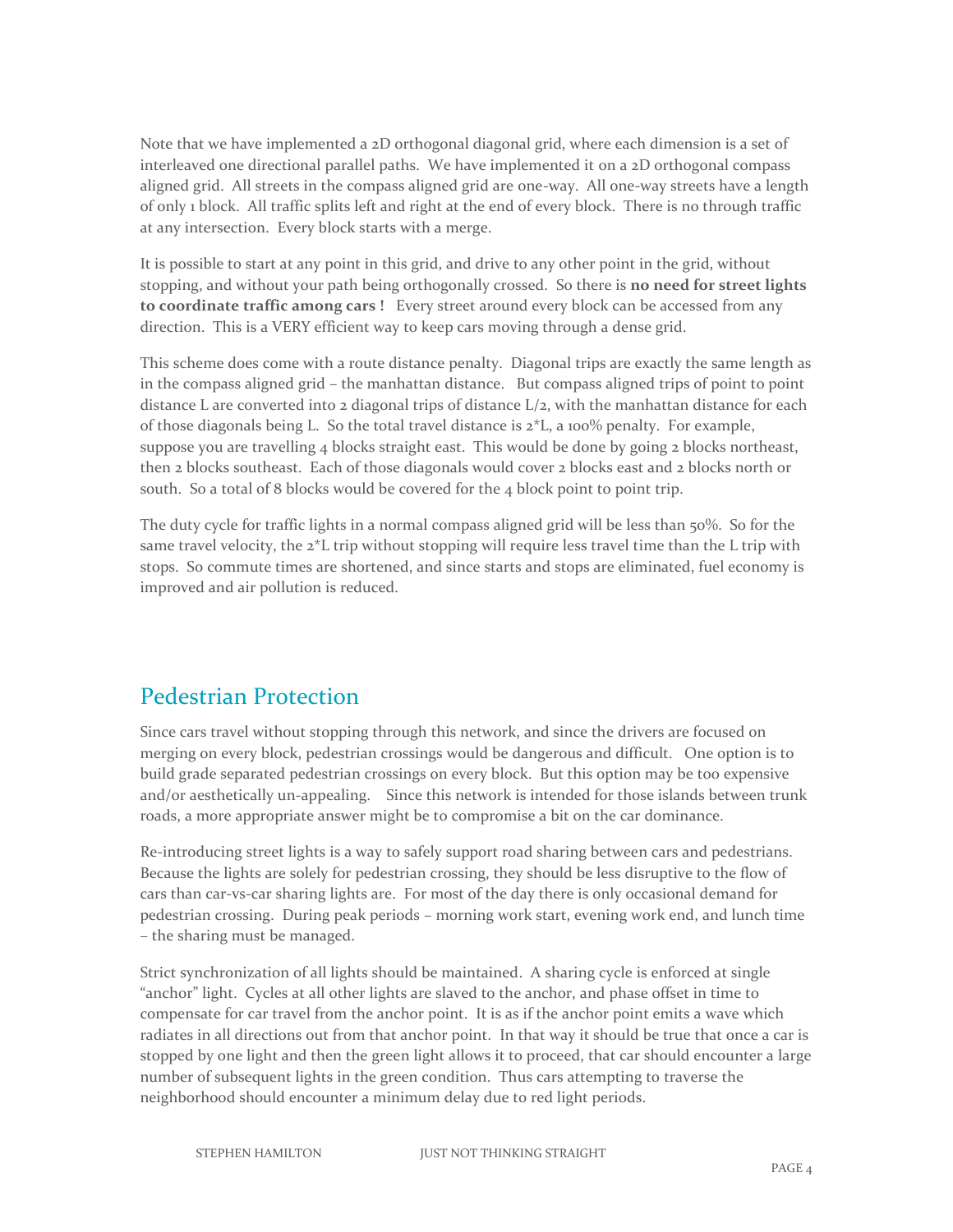Note that we have implemented a 2D orthogonal diagonal grid, where each dimension is a set of interleaved one directional parallel paths. We have implemented it on a 2D orthogonal compass aligned grid. All streets in the compass aligned grid are one-way. All one-way streets have a length of only 1 block. All traffic splits left and right at the end of every block. There is no through traffic at any intersection. Every block starts with a merge.

It is possible to start at any point in this grid, and drive to any other point in the grid, without stopping, and without your path being orthogonally crossed. So there is **no need for street lights to coordinate traffic among cars !** Every street around every block can be accessed from any direction. This is a VERY efficient way to keep cars moving through a dense grid.

This scheme does come with a route distance penalty. Diagonal trips are exactly the same length as in the compass aligned grid – the manhattan distance. But compass aligned trips of point to point distance L are converted into 2 diagonal trips of distance L/2, with the manhattan distance for each of those diagonals being L. So the total travel distance is 2*L, a 100% penalty. For example, suppose you are travelling 4 blocks straight east. This would be done by going 2 blocks northeast, then 2 blocks southeast. Each of those diagonals would cover 2 blocks east and 2 blocks north or south. So a total of 8 blocks would be covered for the 4 block point to point trip.

The duty cycle for traffic lights in a normal compass aligned grid will be less than 50%. So for the same travel velocity, the 2*L trip without stopping will require less travel time than the L trip with stops. So commute times are shortened, and since starts and stops are eliminated, fuel economy is improved and air pollution is reduced.

## Pedestrian Protection

Since cars travel without stopping through this network, and since the drivers are focused on merging on every block, pedestrian crossings would be dangerous and difficult. One option is to build grade separated pedestrian crossings on every block. But this option may be too expensive and/or aesthetically un-appealing. Since this network is intended for those islands between trunk roads, a more appropriate answer might be to compromise a bit on the car dominance.

Re-introducing street lights is a way to safely support road sharing between cars and pedestrians. Because the lights are solely for pedestrian crossing, they should be less disruptive to the flow of cars than car-vs-car sharing lights are. For most of the day there is only occasional demand for pedestrian crossing. During peak periods – morning work start, evening work end, and lunch time – the sharing must be managed.

Strict synchronization of all lights should be maintained. A sharing cycle is enforced at single "anchor" light. Cycles at all other lights are slaved to the anchor, and phase offset in time to compensate for car travel from the anchor point. It is as if the anchor point emits a wave which radiates in all directions out from that anchor point. In that way it should be true that once a car is stopped by one light and then the green light allows it to proceed, that car should encounter a large number of subsequent lights in the green condition. Thus cars attempting to traverse the neighborhood should encounter a minimum delay due to red light periods.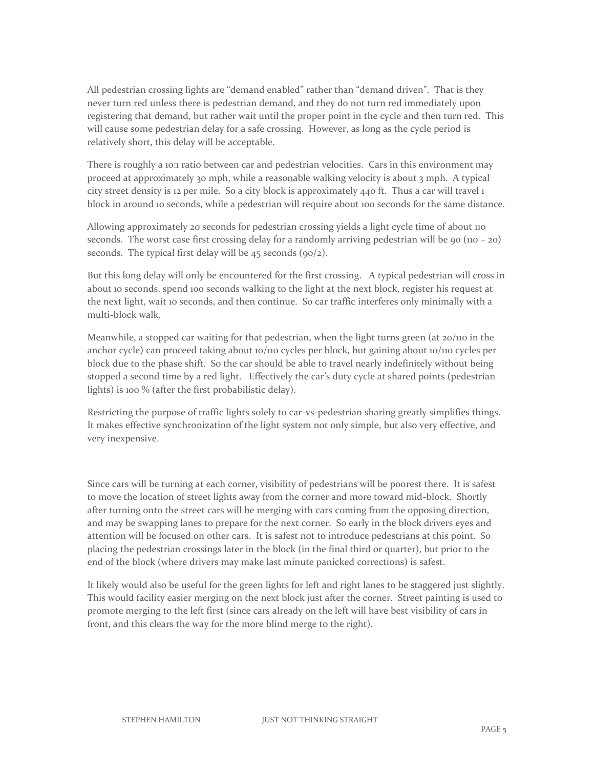All pedestrian crossing lights are "demand enabled" rather than "demand driven". That is they never turn red unless there is pedestrian demand, and they do not turn red immediately upon registering that demand, but rather wait until the proper point in the cycle and then turn red. This will cause some pedestrian delay for a safe crossing. However, as long as the cycle period is relatively short, this delay will be acceptable.

There is roughly a 10:1 ratio between car and pedestrian velocities. Cars in this environment may proceed at approximately 30 mph, while a reasonable walking velocity is about 3 mph. A typical city street density is 12 per mile. So a city block is approximately 440 ft. Thus a car will travel 1 block in around 10 seconds, while a pedestrian will require about 100 seconds for the same distance.

Allowing approximately 20 seconds for pedestrian crossing yields a light cycle time of about 110 seconds. The worst case first crossing delay for a randomly arriving pedestrian will be 90 (110 – 20) seconds. The typical first delay will be 45 seconds (90/2).

But this long delay will only be encountered for the first crossing. A typical pedestrian will cross in about 10 seconds, spend 100 seconds walking to the light at the next block, register his request at the next light, wait 10 seconds, and then continue. So car traffic interferes only minimally with a multi-block walk.

Meanwhile, a stopped car waiting for that pedestrian, when the light turns green (at 20/110 in the anchor cycle) can proceed taking about 10/110 cycles per block, but gaining about 10/110 cycles per block due to the phase shift. So the car should be able to travel nearly indefinitely without being stopped a second time by a red light. Effectively the car's duty cycle at shared points (pedestrian lights) is 100 % (after the first probabilistic delay).

Restricting the purpose of traffic lights solely to car-vs-pedestrian sharing greatly simplifies things. It makes effective synchronization of the light system not only simple, but also very effective, and very inexpensive.

Since cars will be turning at each corner, visibility of pedestrians will be poorest there. It is safest to move the location of street lights away from the corner and more toward mid-block. Shortly after turning onto the street cars will be merging with cars coming from the opposing direction, and may be swapping lanes to prepare for the next corner. So early in the block drivers eyes and attention will be focused on other cars. It is safest not to introduce pedestrians at this point. So placing the pedestrian crossings later in the block (in the final third or quarter), but prior to the end of the block (where drivers may make last minute panicked corrections) is safest.

It likely would also be useful for the green lights for left and right lanes to be staggered just slightly. This would facility easier merging on the next block just after the corner. Street painting is used to promote merging to the left first (since cars already on the left will have best visibility of cars in front, and this clears the way for the more blind merge to the right).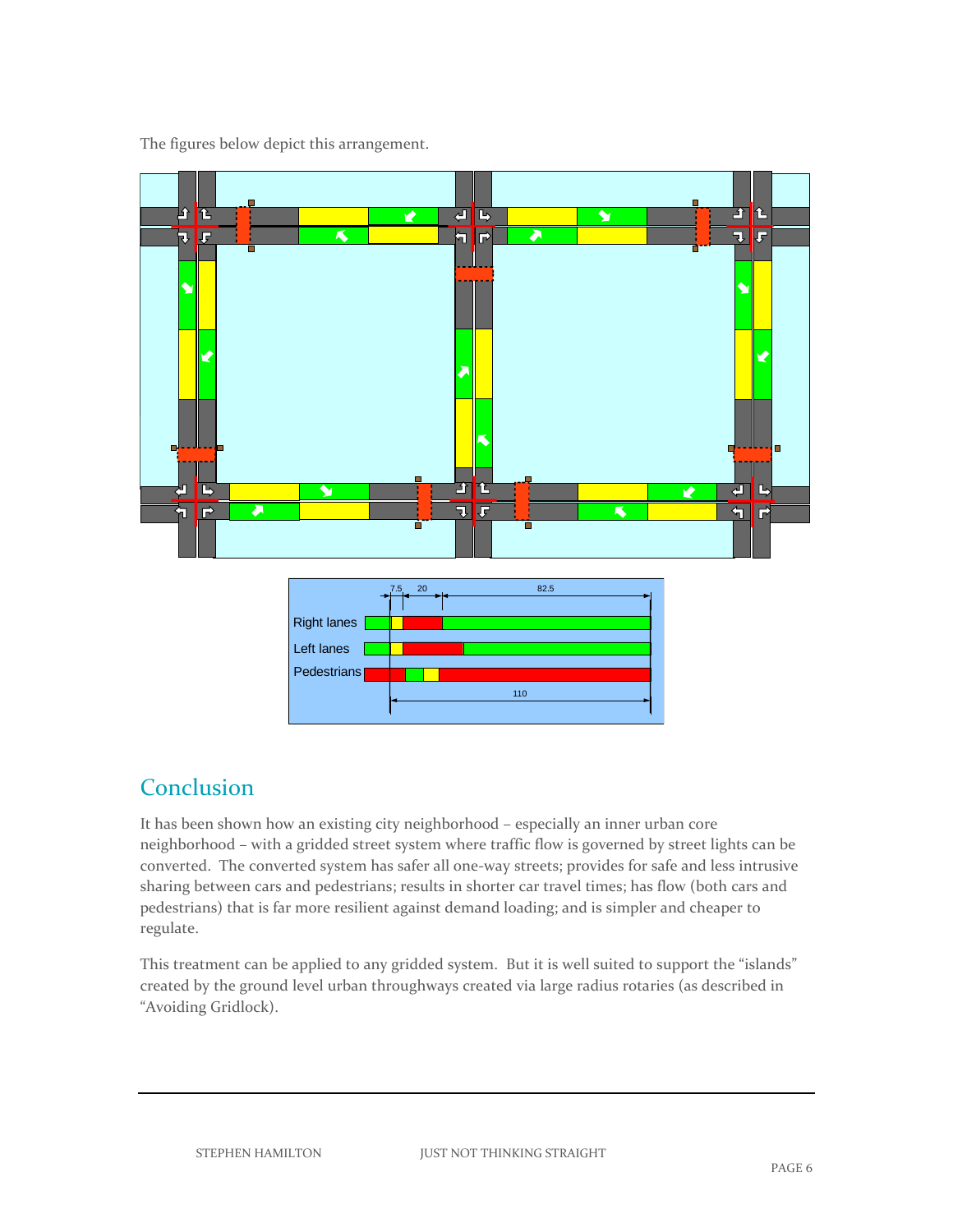The figures below depict this arrangement.

## Conclusion

It has been shown how an existing city neighborhood – especially an inner urban core neighborhood – with a gridded street system where traffic flow is governed by street lights can be converted. The converted system has safer all one-way streets; provides for safe and less intrusive sharing between cars and pedestrians; results in shorter car travel times; has flow (both cars and pedestrians) that is far more resilient against demand loading; and is simpler and cheaper to regulate.

This treatment can be applied to any gridded system. But it is well suited to support the "islands" created by the ground level urban throughways created via large radius rotaries (as described in "Avoiding Gridlock).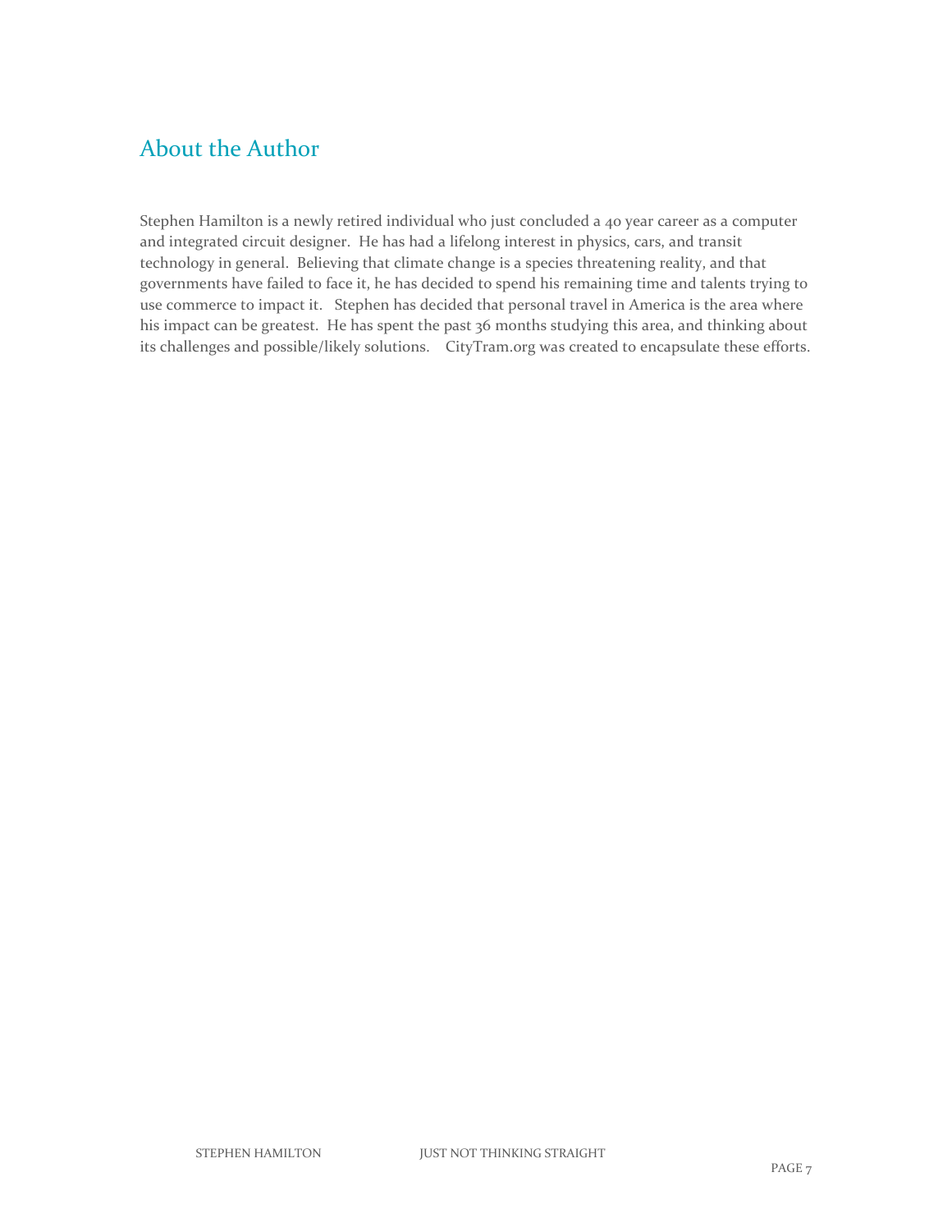## About the Author

Stephen Hamilton is a newly retired individual who just concluded a 40 year career as a computer and integrated circuit designer. He has had a lifelong interest in physics, cars, and transit technology in general. Believing that climate change is a species threatening reality, and that governments have failed to face it, he has decided to spend his remaining time and talents trying to use commerce to impact it. Stephen has decided that personal travel in America is the area where his impact can be greatest. He has spent the past 36 months studying this area, and thinking about its challenges and possible/likely solutions. CityTram.org was created to encapsulate these efforts.